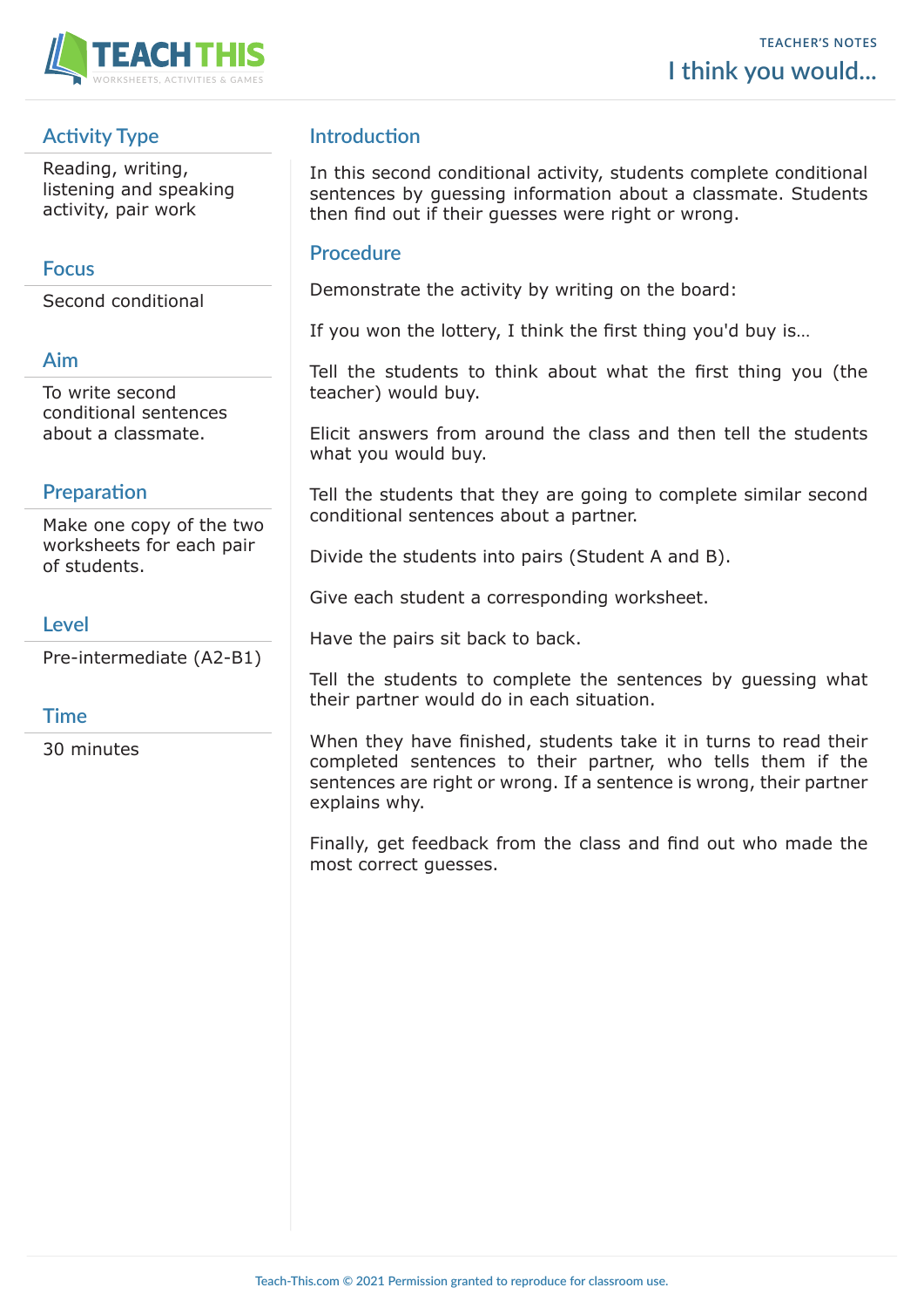TEACHER'S NOTES

# I think you would...

## Activity Type

Reading, writing, listening and speaking activity, pair work

## Focus

Second conditional

## Aim

To write second conditional sentences about a classmate.

## Preparation

Make one copy of the two worksheets for each pair of students.

## Level

Pre-intermediate (A2-B1)

## Time

30 minutes

## Introduction

In this second conditional activity, students complete conditional sentences by guessing information about a classmate. Students then find out if their guesses were right or wrong.

## Procedure

Demonstrate the activity by writing on the board:

If you won the lottery, I think the first thing you'd buy is…

Tell the students to think about what the first thing you (the teacher) would buy.

Elicit answers from around the class and then tell the students what you would buy.

Tell the students that they are going to complete similar second conditional sentences about a partner.

Divide the students into pairs (Student A and B).

Give each student a corresponding worksheet.

Have the pairs sit back to back.

Tell the students to complete the sentences by guessing what their partner would do in each situation.

When they have finished, students take it in turns to read their completed sentences to their partner, who tells them if the sentences are right or wrong. If a sentence is wrong, their partner explains why.

Finally, get feedback from the class and find out who made the most correct guesses.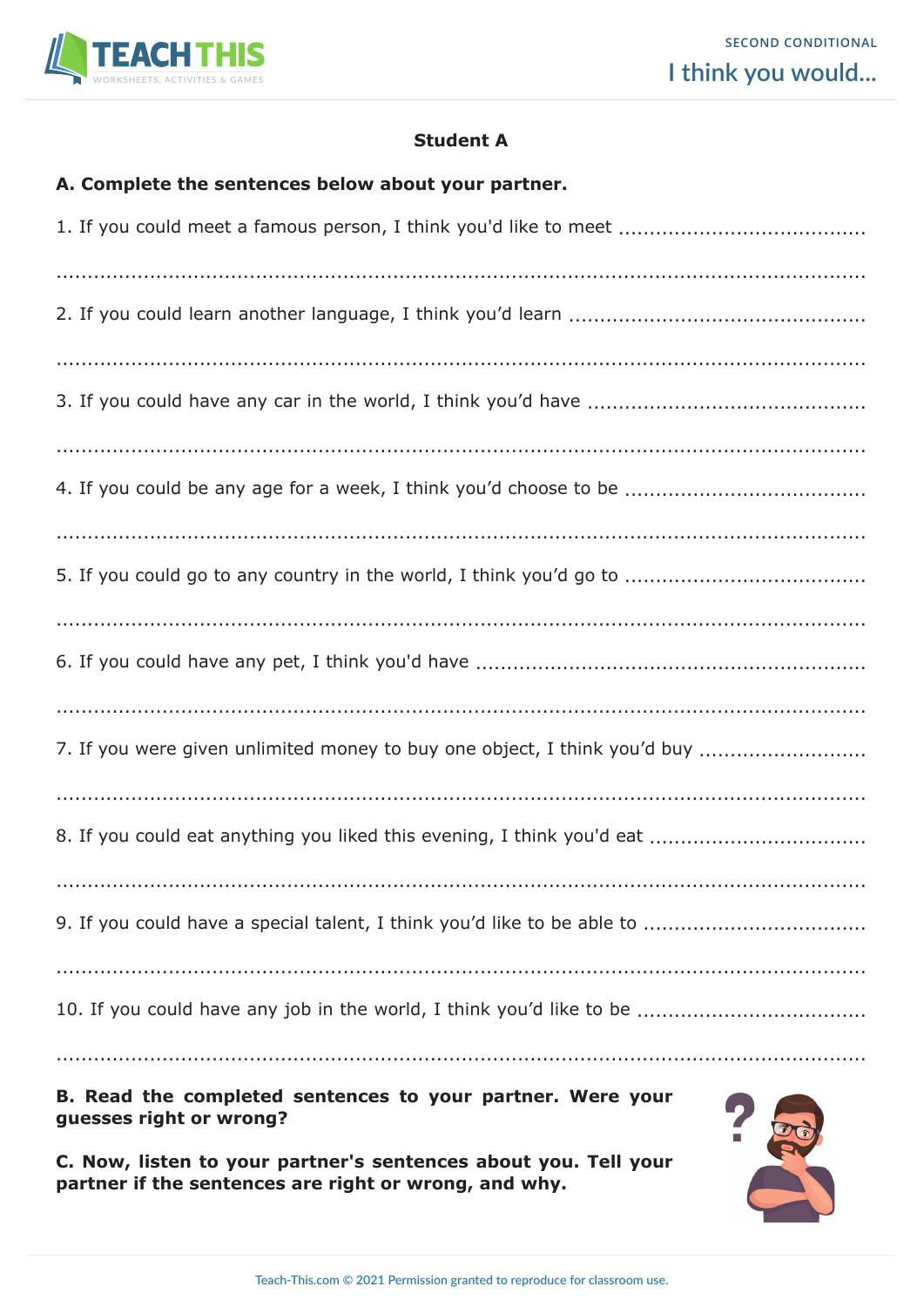# Student A

**A. Complete the sentences below about your partner.**

1. If you could meet a famous person, I think you'd like to meet ........................................

.......................................................................................................................

2. If you could learn another language, I think you'd learn ................................................

.......................................................................................................................

3. If you could have any car in the world, I think you'd have .............................................

.......................................................................................................................

4. If you could be any age for a week, I think you'd choose to be ......................................

.......................................................................................................................

5. If you could go to any country in the world, I think you'd go to ......................................

.......................................................................................................................

6. If you could have any pet, I think you'd have ..............................................................

.......................................................................................................................

7. If you were given unlimited money to buy one object, I think you'd buy ..........................

.......................................................................................................................

8. If you could eat anything you liked this evening, I think you'd eat ..................................

.......................................................................................................................

9. If you could have a special talent, I think you'd like to be able to ...................................

.......................................................................................................................

10. If you could have any job in the world, I think you'd like to be ....................................

.......................................................................................................................

**B. Read the completed sentences to your partner. Were your guesses right or wrong?**

**C. Now, listen to your partner's sentences about you. Tell your partner if the sentences are right or wrong, and why.**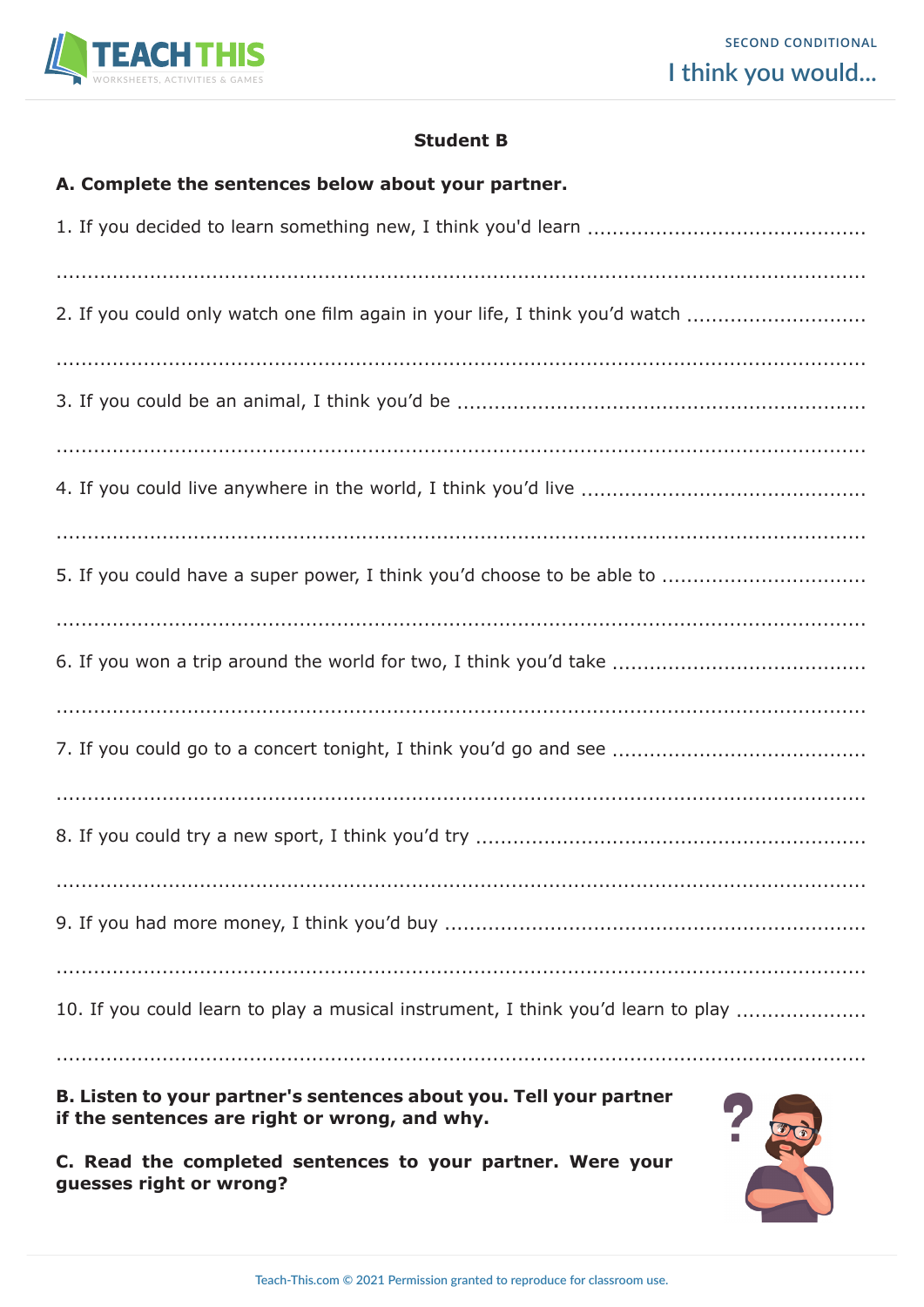# Student B

**A. Complete the sentences below about your partner.**

1. If you decided to learn something new, I think you'd learn ............................................

.......................................................................................................................

2. If you could only watch one film again in your life, I think you'd watch ............................

.......................................................................................................................

3. If you could be an animal, I think you'd be ...................................................................

.......................................................................................................................

4. If you could live anywhere in the world, I think you'd live .............................................

.......................................................................................................................

5. If you could have a super power, I think you'd choose to be able to ................................

.......................................................................................................................

6. If you won a trip around the world for two, I think you'd take .......................................

.......................................................................................................................

7. If you could go to a concert tonight, I think you'd go and see .......................................

.......................................................................................................................

8. If you could try a new sport, I think you'd try ...............................................................

.......................................................................................................................

9. If you had more money, I think you'd buy ....................................................................

.......................................................................................................................

10. If you could learn to play a musical instrument, I think you'd learn to play .....................

.......................................................................................................................

**B. Listen to your partner's sentences about you. Tell your partner if the sentences are right or wrong, and why.**

**C. Read the completed sentences to your partner. Were your guesses right or wrong?**